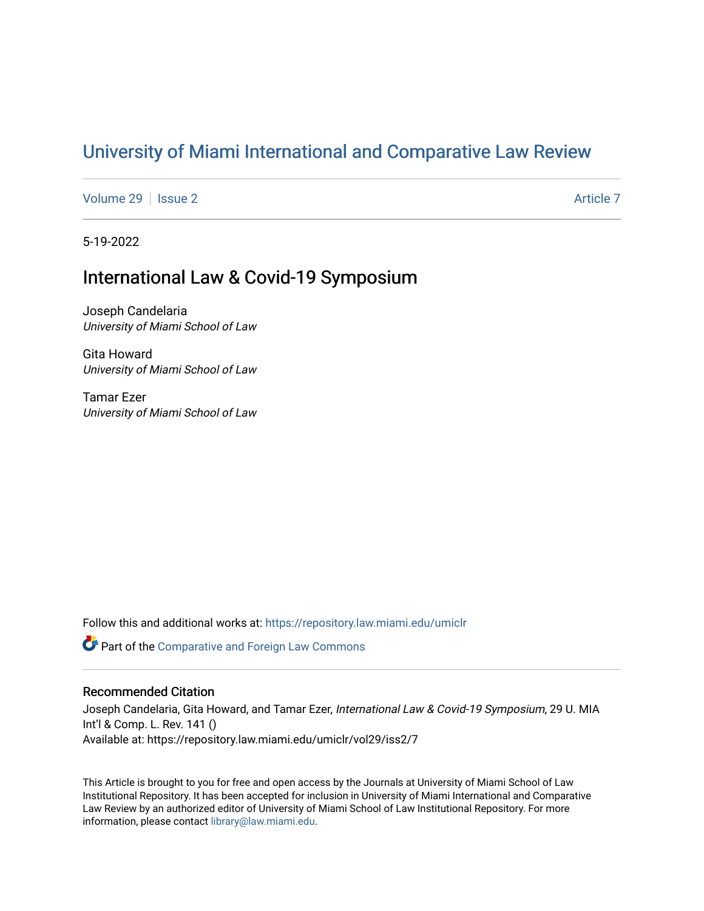# University of Miami International and Comparative Law Review

Volume 29 | Issue 2 | Article 7

5-19-2022

## International Law & Covid-19 Symposium

Joseph Candelaria
*University of Miami School of Law*

Gita Howard
*University of Miami School of Law*

Tamar Ezer
*University of Miami School of Law*

Follow this and additional works at: https://repository.law.miami.edu/umiclr

Part of the Comparative and Foreign Law Commons

### Recommended Citation

Joseph Candelaria, Gita Howard, and Tamar Ezer, *International Law & Covid-19 Symposium*, 29 U. MIA Int'l & Comp. L. Rev. 141 ()
Available at: https://repository.law.miami.edu/umiclr/vol29/iss2/7

This Article is brought to you for free and open access by the Journals at University of Miami School of Law Institutional Repository. It has been accepted for inclusion in University of Miami International and Comparative Law Review by an authorized editor of University of Miami School of Law Institutional Repository. For more information, please contact library@law.miami.edu.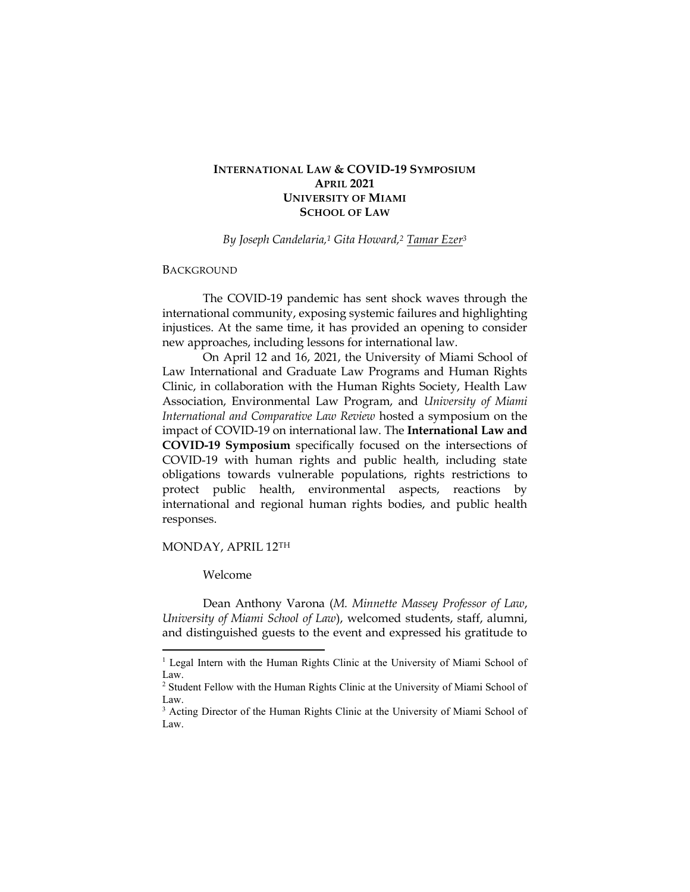**INTERNATIONAL LAW & COVID-19 SYMPOSIUM**
**APRIL 2021**
**UNIVERSITY OF MIAMI**
**SCHOOL OF LAW**

*By Joseph Candelaria,[1] Gita Howard,[2] Tamar Ezer[3]*

BACKGROUND

The COVID-19 pandemic has sent shock waves through the international community, exposing systemic failures and highlighting injustices. At the same time, it has provided an opening to consider new approaches, including lessons for international law.

On April 12 and 16, 2021, the University of Miami School of Law International and Graduate Law Programs and Human Rights Clinic, in collaboration with the Human Rights Society, Health Law Association, Environmental Law Program, and *University of Miami International and Comparative Law Review* hosted a symposium on the impact of COVID-19 on international law. The **International Law and COVID-19 Symposium** specifically focused on the intersections of COVID-19 with human rights and public health, including state obligations towards vulnerable populations, rights restrictions to protect public health, environmental aspects, reactions by international and regional human rights bodies, and public health responses.

MONDAY, APRIL 12TH

Welcome

Dean Anthony Varona (*M. Minnette Massey Professor of Law, University of Miami School of Law*), welcomed students, staff, alumni, and distinguished guests to the event and expressed his gratitude to

---

[1] Legal Intern with the Human Rights Clinic at the University of Miami School of Law.

[2] Student Fellow with the Human Rights Clinic at the University of Miami School of Law.

[3] Acting Director of the Human Rights Clinic at the University of Miami School of Law.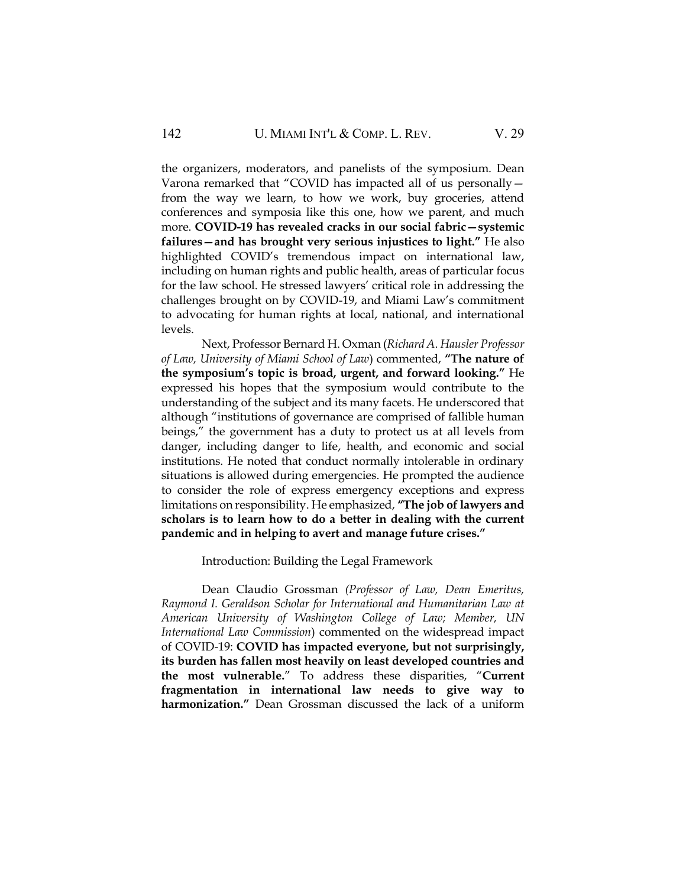the organizers, moderators, and panelists of the symposium. Dean Varona remarked that "COVID has impacted all of us personally—from the way we learn, to how we work, buy groceries, attend conferences and symposia like this one, how we parent, and much more. **COVID-19 has revealed cracks in our social fabric—systemic failures—and has brought very serious injustices to light."** He also highlighted COVID's tremendous impact on international law, including on human rights and public health, areas of particular focus for the law school. He stressed lawyers' critical role in addressing the challenges brought on by COVID-19, and Miami Law's commitment to advocating for human rights at local, national, and international levels.

Next, Professor Bernard H. Oxman (*Richard A. Hausler Professor of Law, University of Miami School of Law*) commented, **"The nature of the symposium's topic is broad, urgent, and forward looking."** He expressed his hopes that the symposium would contribute to the understanding of the subject and its many facets. He underscored that although "institutions of governance are comprised of fallible human beings," the government has a duty to protect us at all levels from danger, including danger to life, health, and economic and social institutions. He noted that conduct normally intolerable in ordinary situations is allowed during emergencies. He prompted the audience to consider the role of express emergency exceptions and express limitations on responsibility. He emphasized, **"The job of lawyers and scholars is to learn how to do a better in dealing with the current pandemic and in helping to avert and manage future crises."**

Introduction: Building the Legal Framework

Dean Claudio Grossman (*Professor of Law, Dean Emeritus, Raymond I. Geraldson Scholar for International and Humanitarian Law at American University of Washington College of Law; Member, UN International Law Commission*) commented on the widespread impact of COVID-19: **COVID has impacted everyone, but not surprisingly, its burden has fallen most heavily on least developed countries and the most vulnerable.**" To address these disparities, "**Current fragmentation in international law needs to give way to harmonization."** Dean Grossman discussed the lack of a uniform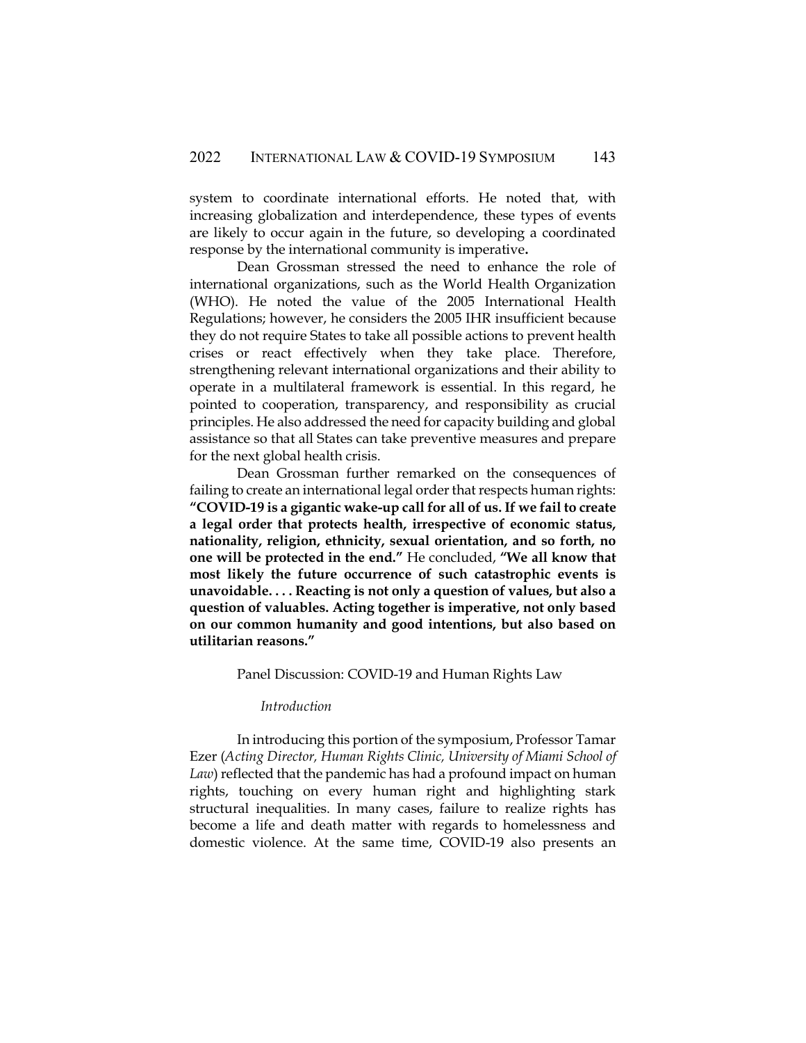system to coordinate international efforts. He noted that, with increasing globalization and interdependence, these types of events are likely to occur again in the future, so developing a coordinated response by the international community is imperative**.**

Dean Grossman stressed the need to enhance the role of international organizations, such as the World Health Organization (WHO). He noted the value of the 2005 International Health Regulations; however, he considers the 2005 IHR insufficient because they do not require States to take all possible actions to prevent health crises or react effectively when they take place. Therefore, strengthening relevant international organizations and their ability to operate in a multilateral framework is essential. In this regard, he pointed to cooperation, transparency, and responsibility as crucial principles. He also addressed the need for capacity building and global assistance so that all States can take preventive measures and prepare for the next global health crisis.

Dean Grossman further remarked on the consequences of failing to create an international legal order that respects human rights: **"COVID-19 is a gigantic wake-up call for all of us. If we fail to create a legal order that protects health, irrespective of economic status, nationality, religion, ethnicity, sexual orientation, and so forth, no one will be protected in the end."** He concluded, **"We all know that most likely the future occurrence of such catastrophic events is unavoidable. . . . Reacting is not only a question of values, but also a question of valuables. Acting together is imperative, not only based on our common humanity and good intentions, but also based on utilitarian reasons."**

## Panel Discussion: COVID-19 and Human Rights Law

### *Introduction*

In introducing this portion of the symposium, Professor Tamar Ezer (*Acting Director, Human Rights Clinic, University of Miami School of Law*) reflected that the pandemic has had a profound impact on human rights, touching on every human right and highlighting stark structural inequalities. In many cases, failure to realize rights has become a life and death matter with regards to homelessness and domestic violence. At the same time, COVID-19 also presents an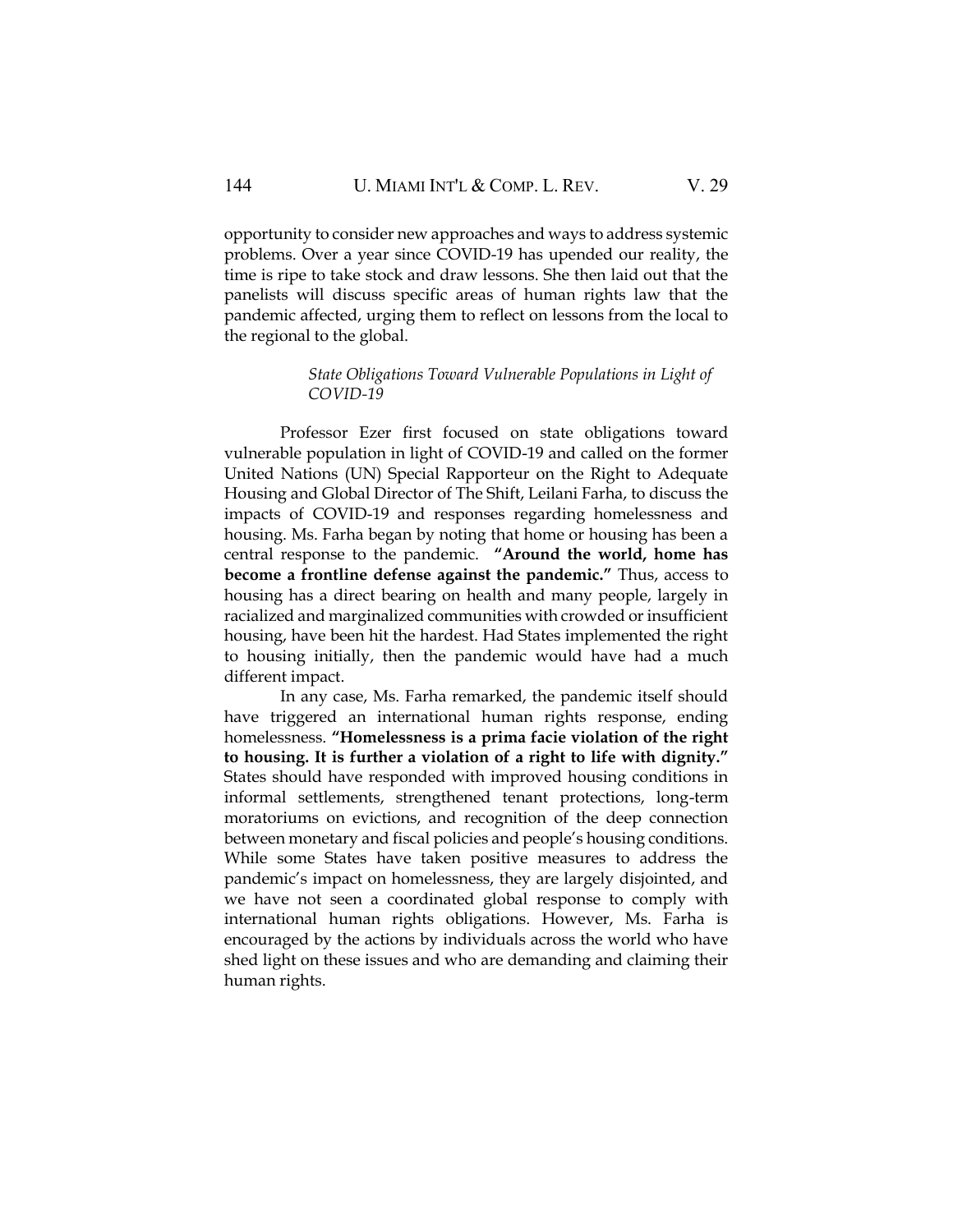opportunity to consider new approaches and ways to address systemic problems. Over a year since COVID-19 has upended our reality, the time is ripe to take stock and draw lessons. She then laid out that the panelists will discuss specific areas of human rights law that the pandemic affected, urging them to reflect on lessons from the local to the regional to the global.

### *State Obligations Toward Vulnerable Populations in Light of COVID-19*

Professor Ezer first focused on state obligations toward vulnerable population in light of COVID-19 and called on the former United Nations (UN) Special Rapporteur on the Right to Adequate Housing and Global Director of The Shift, Leilani Farha, to discuss the impacts of COVID-19 and responses regarding homelessness and housing. Ms. Farha began by noting that home or housing has been a central response to the pandemic. **"Around the world, home has become a frontline defense against the pandemic."** Thus, access to housing has a direct bearing on health and many people, largely in racialized and marginalized communities with crowded or insufficient housing, have been hit the hardest. Had States implemented the right to housing initially, then the pandemic would have had a much different impact.

In any case, Ms. Farha remarked, the pandemic itself should have triggered an international human rights response, ending homelessness. **"Homelessness is a prima facie violation of the right to housing. It is further a violation of a right to life with dignity."** States should have responded with improved housing conditions in informal settlements, strengthened tenant protections, long-term moratoriums on evictions, and recognition of the deep connection between monetary and fiscal policies and people's housing conditions. While some States have taken positive measures to address the pandemic's impact on homelessness, they are largely disjointed, and we have not seen a coordinated global response to comply with international human rights obligations. However, Ms. Farha is encouraged by the actions by individuals across the world who have shed light on these issues and who are demanding and claiming their human rights.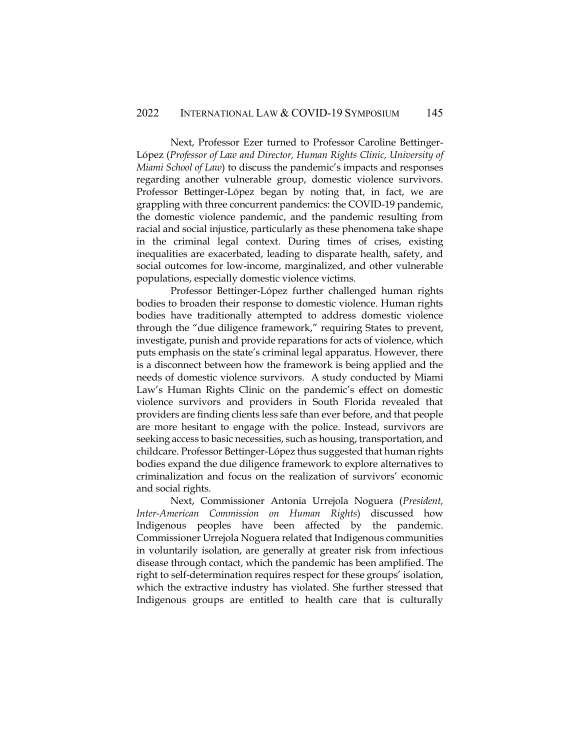Next, Professor Ezer turned to Professor Caroline Bettinger-López (*Professor of Law and Director, Human Rights Clinic, University of Miami School of Law*) to discuss the pandemic's impacts and responses regarding another vulnerable group, domestic violence survivors. Professor Bettinger-López began by noting that, in fact, we are grappling with three concurrent pandemics: the COVID-19 pandemic, the domestic violence pandemic, and the pandemic resulting from racial and social injustice, particularly as these phenomena take shape in the criminal legal context. During times of crises, existing inequalities are exacerbated, leading to disparate health, safety, and social outcomes for low-income, marginalized, and other vulnerable populations, especially domestic violence victims.

Professor Bettinger-López further challenged human rights bodies to broaden their response to domestic violence. Human rights bodies have traditionally attempted to address domestic violence through the "due diligence framework," requiring States to prevent, investigate, punish and provide reparations for acts of violence, which puts emphasis on the state's criminal legal apparatus. However, there is a disconnect between how the framework is being applied and the needs of domestic violence survivors. A study conducted by Miami Law's Human Rights Clinic on the pandemic's effect on domestic violence survivors and providers in South Florida revealed that providers are finding clients less safe than ever before, and that people are more hesitant to engage with the police. Instead, survivors are seeking access to basic necessities, such as housing, transportation, and childcare. Professor Bettinger-López thus suggested that human rights bodies expand the due diligence framework to explore alternatives to criminalization and focus on the realization of survivors' economic and social rights.

Next, Commissioner Antonia Urrejola Noguera (*President, Inter-American Commission on Human Rights*) discussed how Indigenous peoples have been affected by the pandemic. Commissioner Urrejola Noguera related that Indigenous communities in voluntarily isolation, are generally at greater risk from infectious disease through contact, which the pandemic has been amplified. The right to self-determination requires respect for these groups' isolation, which the extractive industry has violated. She further stressed that Indigenous groups are entitled to health care that is culturally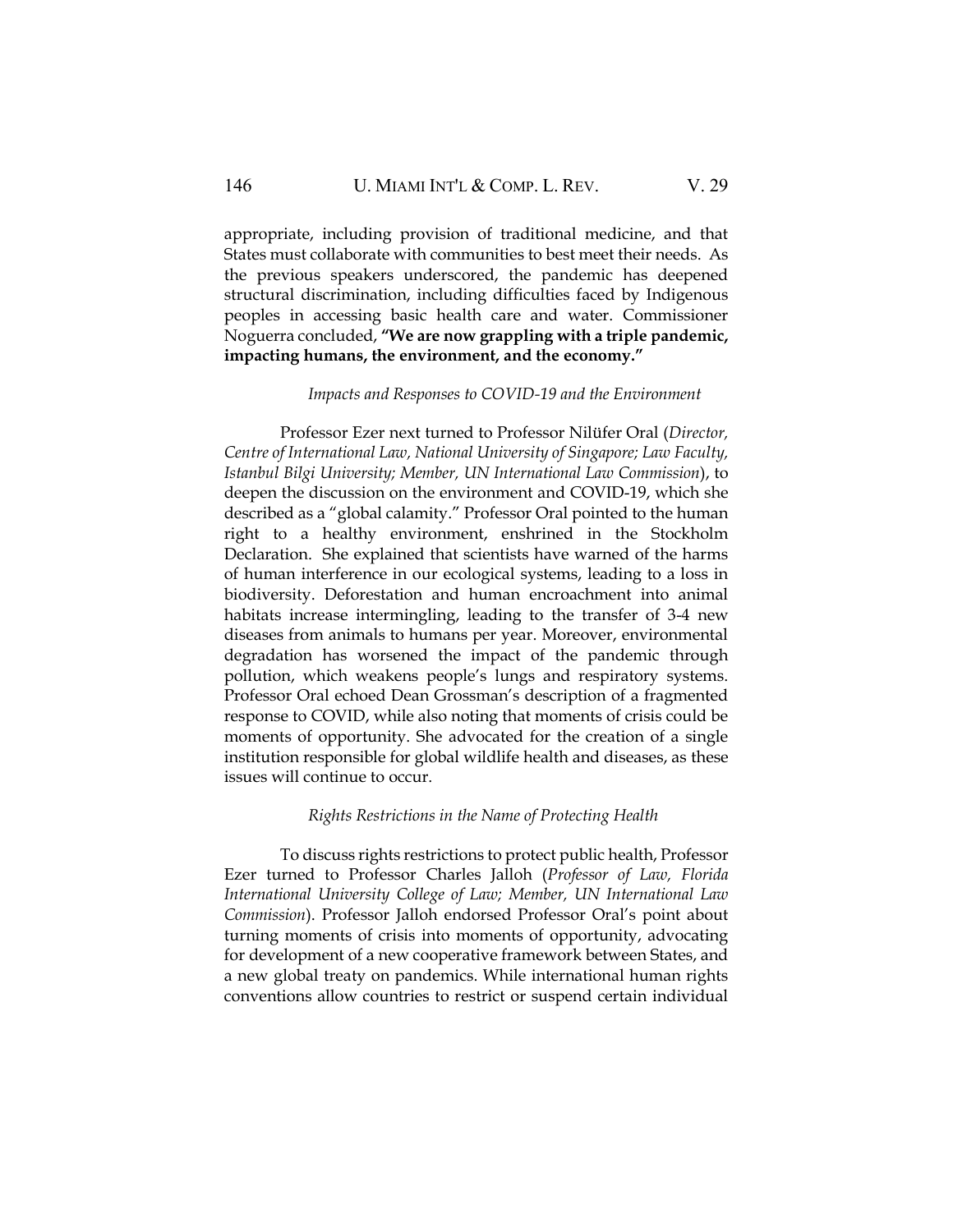appropriate, including provision of traditional medicine, and that States must collaborate with communities to best meet their needs. As the previous speakers underscored, the pandemic has deepened structural discrimination, including difficulties faced by Indigenous peoples in accessing basic health care and water. Commissioner Noguerra concluded, **"We are now grappling with a triple pandemic, impacting humans, the environment, and the economy."**

*Impacts and Responses to COVID-19 and the Environment*

Professor Ezer next turned to Professor Nilüfer Oral (*Director, Centre of International Law, National University of Singapore; Law Faculty, Istanbul Bilgi University; Member, UN International Law Commission*), to deepen the discussion on the environment and COVID-19, which she described as a "global calamity." Professor Oral pointed to the human right to a healthy environment, enshrined in the Stockholm Declaration. She explained that scientists have warned of the harms of human interference in our ecological systems, leading to a loss in biodiversity. Deforestation and human encroachment into animal habitats increase intermingling, leading to the transfer of 3-4 new diseases from animals to humans per year. Moreover, environmental degradation has worsened the impact of the pandemic through pollution, which weakens people's lungs and respiratory systems. Professor Oral echoed Dean Grossman's description of a fragmented response to COVID, while also noting that moments of crisis could be moments of opportunity. She advocated for the creation of a single institution responsible for global wildlife health and diseases, as these issues will continue to occur.

*Rights Restrictions in the Name of Protecting Health*

To discuss rights restrictions to protect public health, Professor Ezer turned to Professor Charles Jalloh (*Professor of Law, Florida International University College of Law; Member, UN International Law Commission*). Professor Jalloh endorsed Professor Oral's point about turning moments of crisis into moments of opportunity, advocating for development of a new cooperative framework between States, and a new global treaty on pandemics. While international human rights conventions allow countries to restrict or suspend certain individual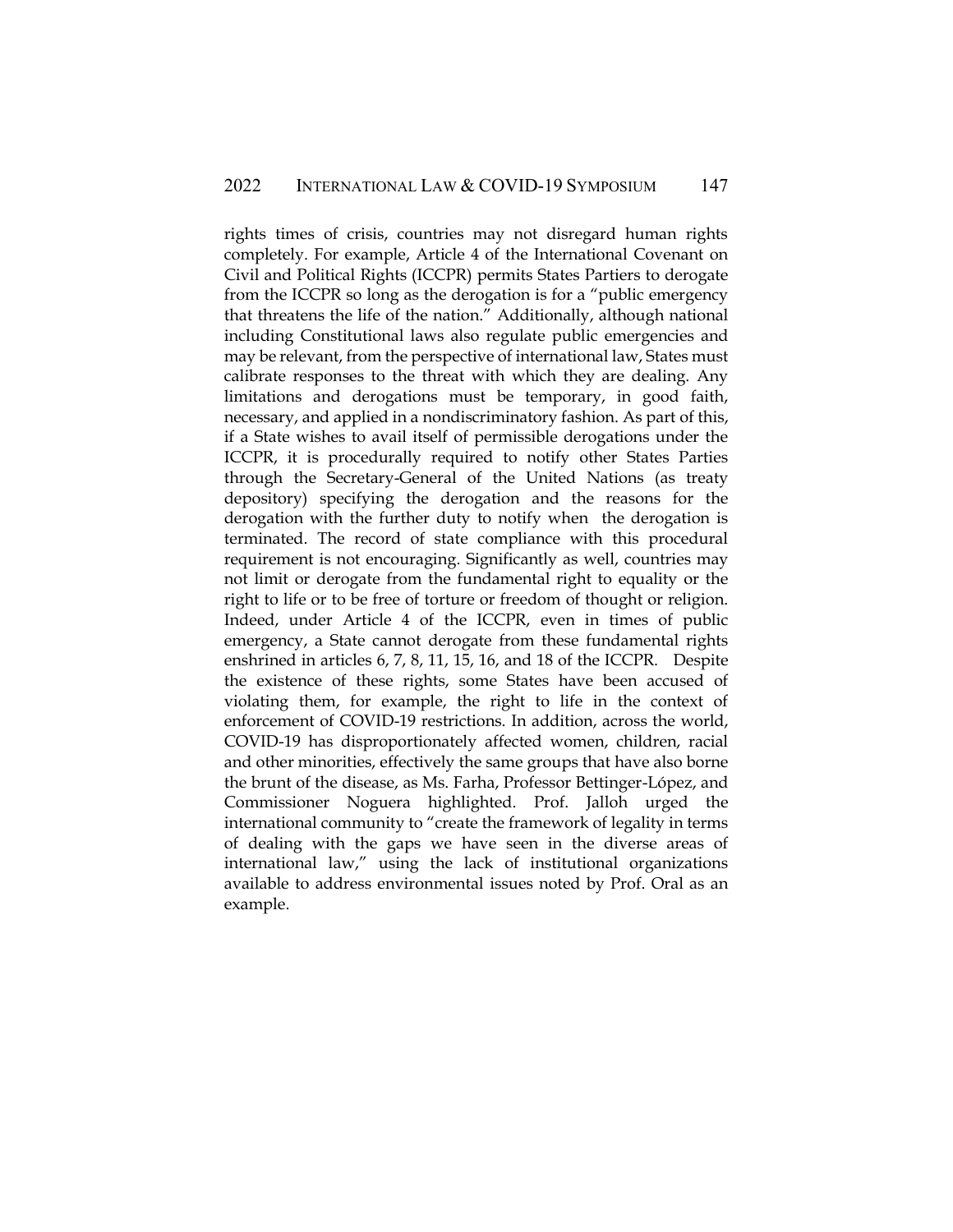rights times of crisis, countries may not disregard human rights completely. For example, Article 4 of the International Covenant on Civil and Political Rights (ICCPR) permits States Partiers to derogate from the ICCPR so long as the derogation is for a "public emergency that threatens the life of the nation." Additionally, although national including Constitutional laws also regulate public emergencies and may be relevant, from the perspective of international law, States must calibrate responses to the threat with which they are dealing. Any limitations and derogations must be temporary, in good faith, necessary, and applied in a nondiscriminatory fashion. As part of this, if a State wishes to avail itself of permissible derogations under the ICCPR, it is procedurally required to notify other States Parties through the Secretary-General of the United Nations (as treaty depository) specifying the derogation and the reasons for the derogation with the further duty to notify when the derogation is terminated. The record of state compliance with this procedural requirement is not encouraging. Significantly as well, countries may not limit or derogate from the fundamental right to equality or the right to life or to be free of torture or freedom of thought or religion. Indeed, under Article 4 of the ICCPR, even in times of public emergency, a State cannot derogate from these fundamental rights enshrined in articles 6, 7, 8, 11, 15, 16, and 18 of the ICCPR. Despite the existence of these rights, some States have been accused of violating them, for example, the right to life in the context of enforcement of COVID-19 restrictions. In addition, across the world, COVID-19 has disproportionately affected women, children, racial and other minorities, effectively the same groups that have also borne the brunt of the disease, as Ms. Farha, Professor Bettinger-López, and Commissioner Noguera highlighted. Prof. Jalloh urged the international community to "create the framework of legality in terms of dealing with the gaps we have seen in the diverse areas of international law," using the lack of institutional organizations available to address environmental issues noted by Prof. Oral as an example.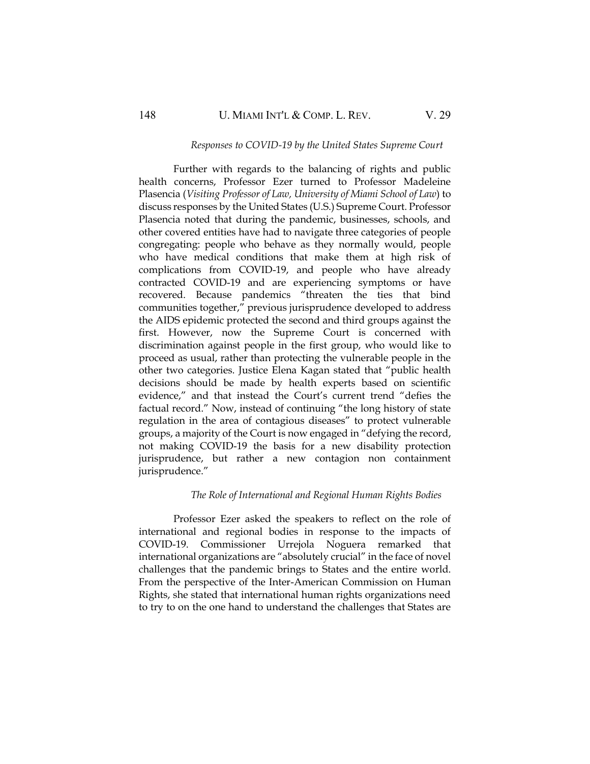*Responses to COVID-19 by the United States Supreme Court*

Further with regards to the balancing of rights and public health concerns, Professor Ezer turned to Professor Madeleine Plasencia (*Visiting Professor of Law, University of Miami School of Law*) to discuss responses by the United States (U.S.) Supreme Court. Professor Plasencia noted that during the pandemic, businesses, schools, and other covered entities have had to navigate three categories of people congregating: people who behave as they normally would, people who have medical conditions that make them at high risk of complications from COVID-19, and people who have already contracted COVID-19 and are experiencing symptoms or have recovered. Because pandemics "threaten the ties that bind communities together," previous jurisprudence developed to address the AIDS epidemic protected the second and third groups against the first. However, now the Supreme Court is concerned with discrimination against people in the first group, who would like to proceed as usual, rather than protecting the vulnerable people in the other two categories. Justice Elena Kagan stated that "public health decisions should be made by health experts based on scientific evidence," and that instead the Court's current trend "defies the factual record." Now, instead of continuing "the long history of state regulation in the area of contagious diseases" to protect vulnerable groups, a majority of the Court is now engaged in "defying the record, not making COVID-19 the basis for a new disability protection jurisprudence, but rather a new contagion non containment jurisprudence."

*The Role of International and Regional Human Rights Bodies*

Professor Ezer asked the speakers to reflect on the role of international and regional bodies in response to the impacts of COVID-19. Commissioner Urrejola Noguera remarked that international organizations are "absolutely crucial" in the face of novel challenges that the pandemic brings to States and the entire world. From the perspective of the Inter-American Commission on Human Rights, she stated that international human rights organizations need to try to on the one hand to understand the challenges that States are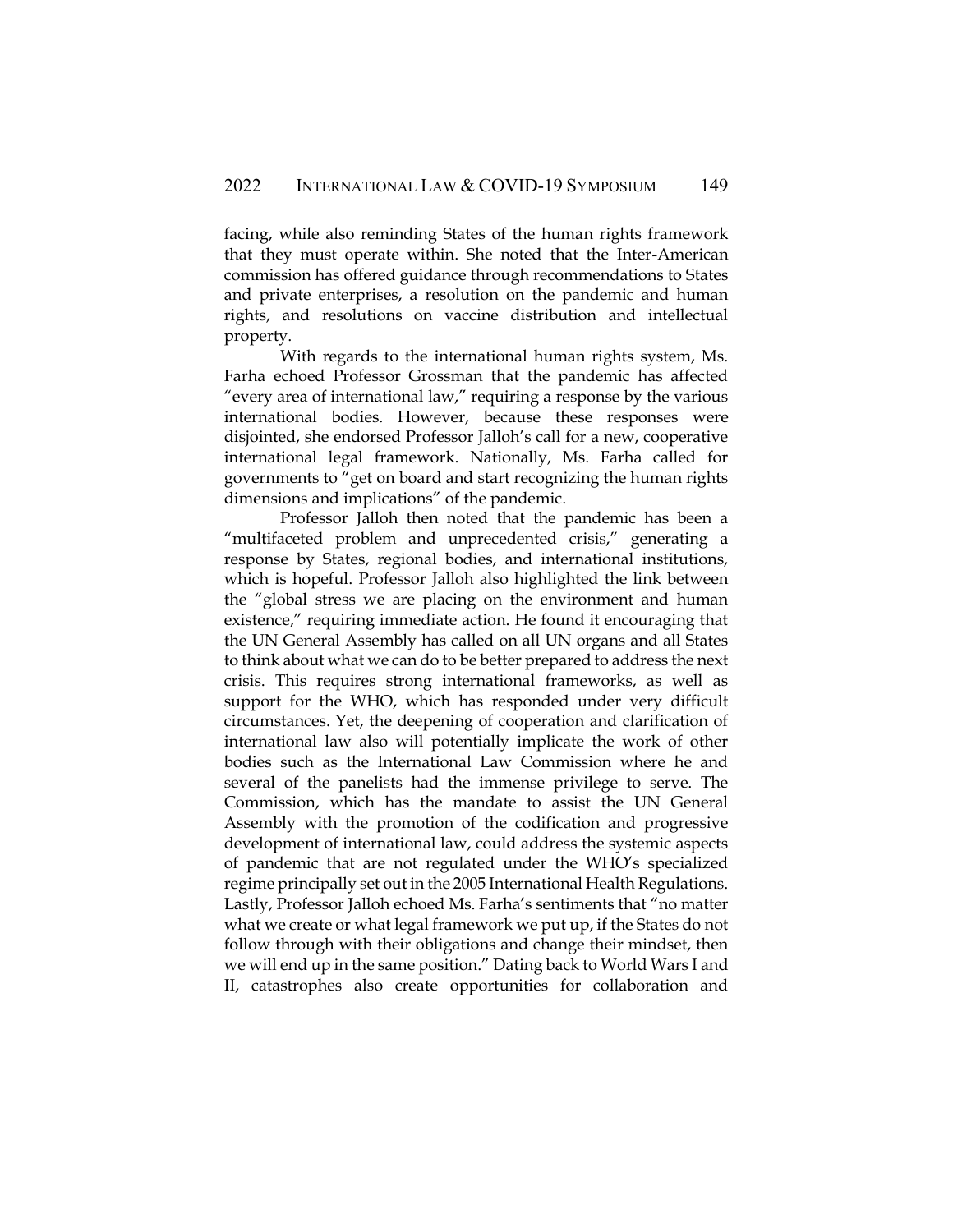facing, while also reminding States of the human rights framework that they must operate within. She noted that the Inter-American commission has offered guidance through recommendations to States and private enterprises, a resolution on the pandemic and human rights, and resolutions on vaccine distribution and intellectual property.

With regards to the international human rights system, Ms. Farha echoed Professor Grossman that the pandemic has affected "every area of international law," requiring a response by the various international bodies. However, because these responses were disjointed, she endorsed Professor Jalloh's call for a new, cooperative international legal framework. Nationally, Ms. Farha called for governments to "get on board and start recognizing the human rights dimensions and implications" of the pandemic.

Professor Jalloh then noted that the pandemic has been a "multifaceted problem and unprecedented crisis," generating a response by States, regional bodies, and international institutions, which is hopeful. Professor Jalloh also highlighted the link between the "global stress we are placing on the environment and human existence," requiring immediate action. He found it encouraging that the UN General Assembly has called on all UN organs and all States to think about what we can do to be better prepared to address the next crisis. This requires strong international frameworks, as well as support for the WHO, which has responded under very difficult circumstances. Yet, the deepening of cooperation and clarification of international law also will potentially implicate the work of other bodies such as the International Law Commission where he and several of the panelists had the immense privilege to serve. The Commission, which has the mandate to assist the UN General Assembly with the promotion of the codification and progressive development of international law, could address the systemic aspects of pandemic that are not regulated under the WHO's specialized regime principally set out in the 2005 International Health Regulations. Lastly, Professor Jalloh echoed Ms. Farha's sentiments that "no matter what we create or what legal framework we put up, if the States do not follow through with their obligations and change their mindset, then we will end up in the same position." Dating back to World Wars I and II, catastrophes also create opportunities for collaboration and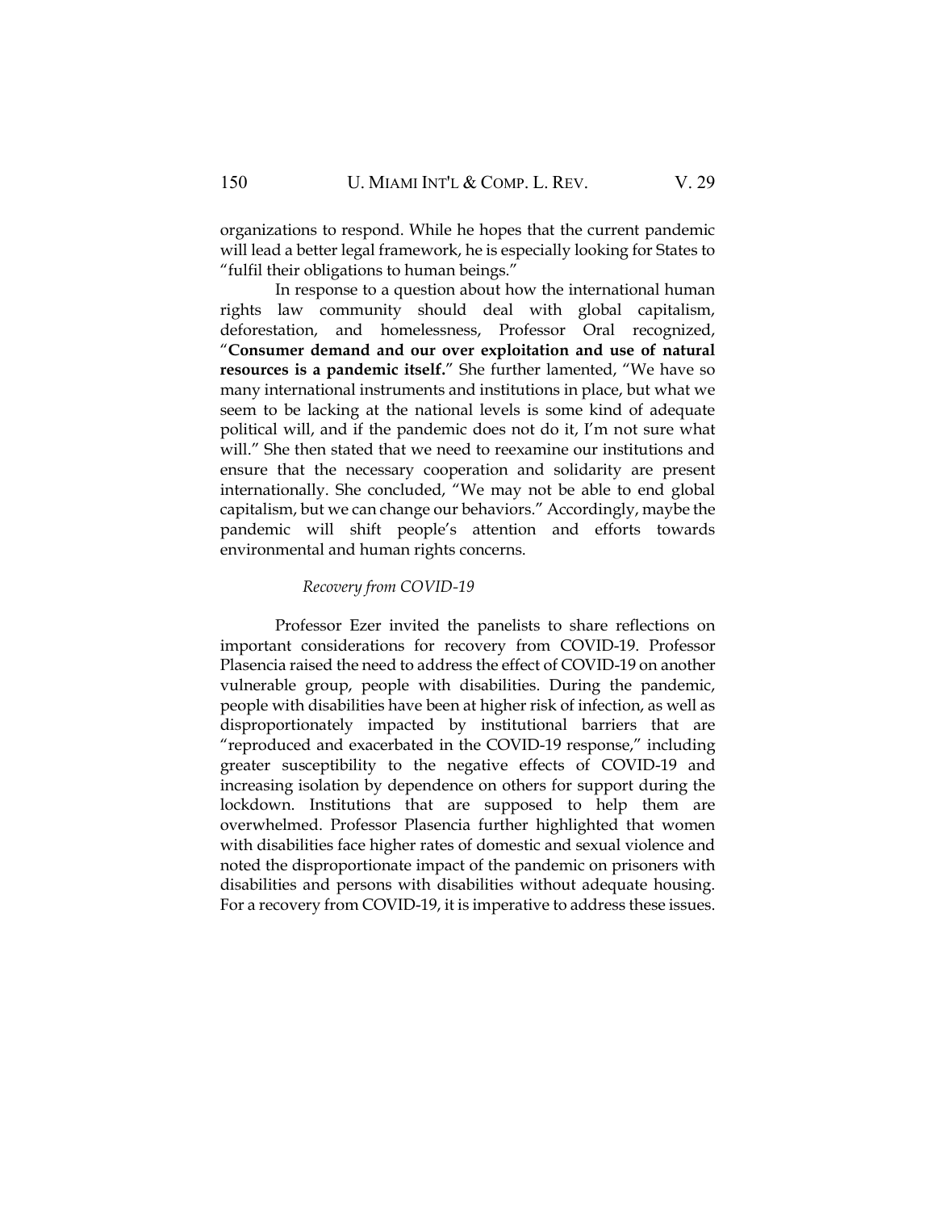organizations to respond. While he hopes that the current pandemic will lead a better legal framework, he is especially looking for States to "fulfil their obligations to human beings."

In response to a question about how the international human rights law community should deal with global capitalism, deforestation, and homelessness, Professor Oral recognized, "**Consumer demand and our over exploitation and use of natural resources is a pandemic itself.**" She further lamented, "We have so many international instruments and institutions in place, but what we seem to be lacking at the national levels is some kind of adequate political will, and if the pandemic does not do it, I'm not sure what will." She then stated that we need to reexamine our institutions and ensure that the necessary cooperation and solidarity are present internationally. She concluded, "We may not be able to end global capitalism, but we can change our behaviors." Accordingly, maybe the pandemic will shift people's attention and efforts towards environmental and human rights concerns.

*Recovery from COVID-19*

Professor Ezer invited the panelists to share reflections on important considerations for recovery from COVID-19. Professor Plasencia raised the need to address the effect of COVID-19 on another vulnerable group, people with disabilities. During the pandemic, people with disabilities have been at higher risk of infection, as well as disproportionately impacted by institutional barriers that are "reproduced and exacerbated in the COVID-19 response," including greater susceptibility to the negative effects of COVID-19 and increasing isolation by dependence on others for support during the lockdown. Institutions that are supposed to help them are overwhelmed. Professor Plasencia further highlighted that women with disabilities face higher rates of domestic and sexual violence and noted the disproportionate impact of the pandemic on prisoners with disabilities and persons with disabilities without adequate housing. For a recovery from COVID-19, it is imperative to address these issues.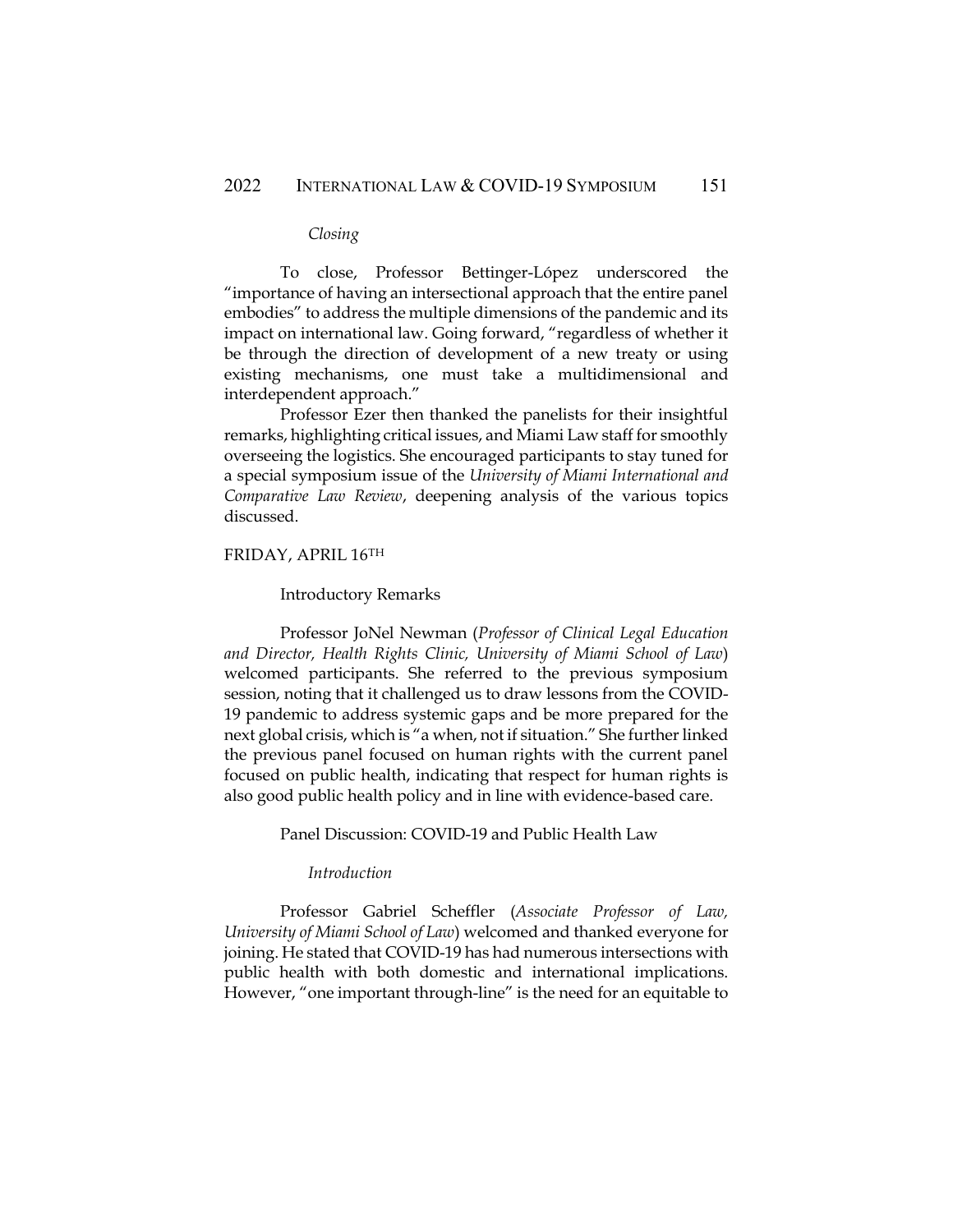*Closing*

To close, Professor Bettinger-López underscored the "importance of having an intersectional approach that the entire panel embodies" to address the multiple dimensions of the pandemic and its impact on international law. Going forward, "regardless of whether it be through the direction of development of a new treaty or using existing mechanisms, one must take a multidimensional and interdependent approach."

Professor Ezer then thanked the panelists for their insightful remarks, highlighting critical issues, and Miami Law staff for smoothly overseeing the logistics. She encouraged participants to stay tuned for a special symposium issue of the *University of Miami International and Comparative Law Review*, deepening analysis of the various topics discussed.

## FRIDAY, APRIL 16TH

### Introductory Remarks

Professor JoNel Newman (*Professor of Clinical Legal Education and Director, Health Rights Clinic, University of Miami School of Law*) welcomed participants. She referred to the previous symposium session, noting that it challenged us to draw lessons from the COVID-19 pandemic to address systemic gaps and be more prepared for the next global crisis, which is "a when, not if situation." She further linked the previous panel focused on human rights with the current panel focused on public health, indicating that respect for human rights is also good public health policy and in line with evidence-based care.

### Panel Discussion: COVID-19 and Public Health Law

*Introduction*

Professor Gabriel Scheffler (*Associate Professor of Law, University of Miami School of Law*) welcomed and thanked everyone for joining. He stated that COVID-19 has had numerous intersections with public health with both domestic and international implications. However, "one important through-line" is the need for an equitable to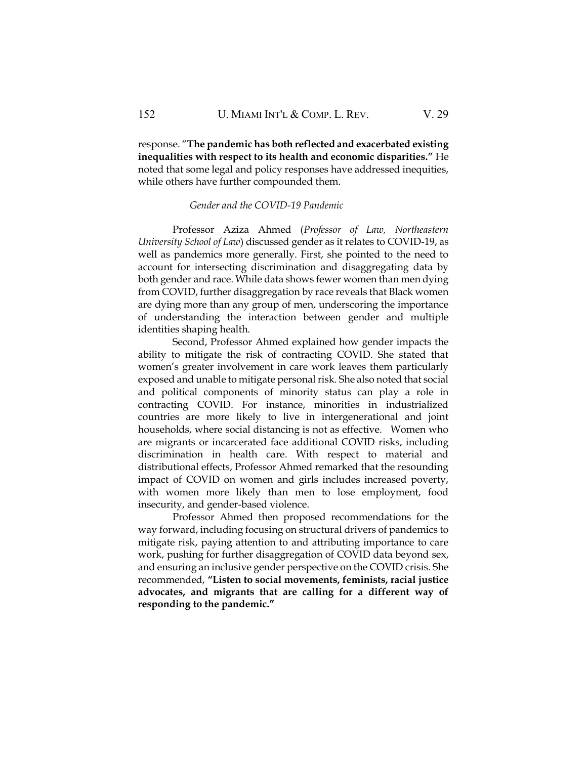response. "**The pandemic has both reflected and exacerbated existing inequalities with respect to its health and economic disparities."** He noted that some legal and policy responses have addressed inequities, while others have further compounded them.

*Gender and the COVID-19 Pandemic*

Professor Aziza Ahmed (*Professor of Law, Northeastern University School of Law*) discussed gender as it relates to COVID-19, as well as pandemics more generally. First, she pointed to the need to account for intersecting discrimination and disaggregating data by both gender and race. While data shows fewer women than men dying from COVID, further disaggregation by race reveals that Black women are dying more than any group of men, underscoring the importance of understanding the interaction between gender and multiple identities shaping health.

Second, Professor Ahmed explained how gender impacts the ability to mitigate the risk of contracting COVID. She stated that women's greater involvement in care work leaves them particularly exposed and unable to mitigate personal risk. She also noted that social and political components of minority status can play a role in contracting COVID. For instance, minorities in industrialized countries are more likely to live in intergenerational and joint households, where social distancing is not as effective. Women who are migrants or incarcerated face additional COVID risks, including discrimination in health care. With respect to material and distributional effects, Professor Ahmed remarked that the resounding impact of COVID on women and girls includes increased poverty, with women more likely than men to lose employment, food insecurity, and gender-based violence.

Professor Ahmed then proposed recommendations for the way forward, including focusing on structural drivers of pandemics to mitigate risk, paying attention to and attributing importance to care work, pushing for further disaggregation of COVID data beyond sex, and ensuring an inclusive gender perspective on the COVID crisis. She recommended, **"Listen to social movements, feminists, racial justice advocates, and migrants that are calling for a different way of responding to the pandemic."**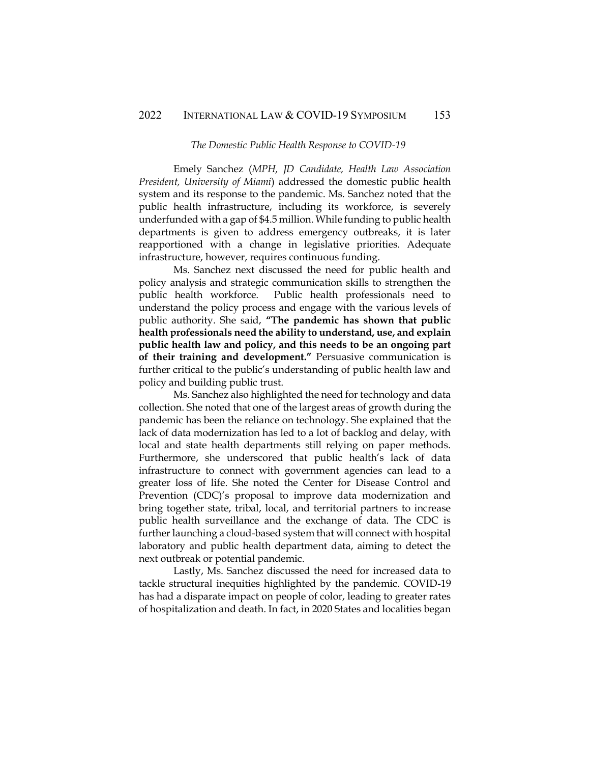*The Domestic Public Health Response to COVID-19*

Emely Sanchez (*MPH, JD Candidate, Health Law Association President, University of Miami*) addressed the domestic public health system and its response to the pandemic. Ms. Sanchez noted that the public health infrastructure, including its workforce, is severely underfunded with a gap of $4.5 million. While funding to public health departments is given to address emergency outbreaks, it is later reapportioned with a change in legislative priorities. Adequate infrastructure, however, requires continuous funding.

Ms. Sanchez next discussed the need for public health and policy analysis and strategic communication skills to strengthen the public health workforce. Public health professionals need to understand the policy process and engage with the various levels of public authority. She said, **"The pandemic has shown that public health professionals need the ability to understand, use, and explain public health law and policy, and this needs to be an ongoing part of their training and development."** Persuasive communication is further critical to the public's understanding of public health law and policy and building public trust.

Ms. Sanchez also highlighted the need for technology and data collection. She noted that one of the largest areas of growth during the pandemic has been the reliance on technology. She explained that the lack of data modernization has led to a lot of backlog and delay, with local and state health departments still relying on paper methods. Furthermore, she underscored that public health's lack of data infrastructure to connect with government agencies can lead to a greater loss of life. She noted the Center for Disease Control and Prevention (CDC)'s proposal to improve data modernization and bring together state, tribal, local, and territorial partners to increase public health surveillance and the exchange of data. The CDC is further launching a cloud-based system that will connect with hospital laboratory and public health department data, aiming to detect the next outbreak or potential pandemic.

Lastly, Ms. Sanchez discussed the need for increased data to tackle structural inequities highlighted by the pandemic. COVID-19 has had a disparate impact on people of color, leading to greater rates of hospitalization and death. In fact, in 2020 States and localities began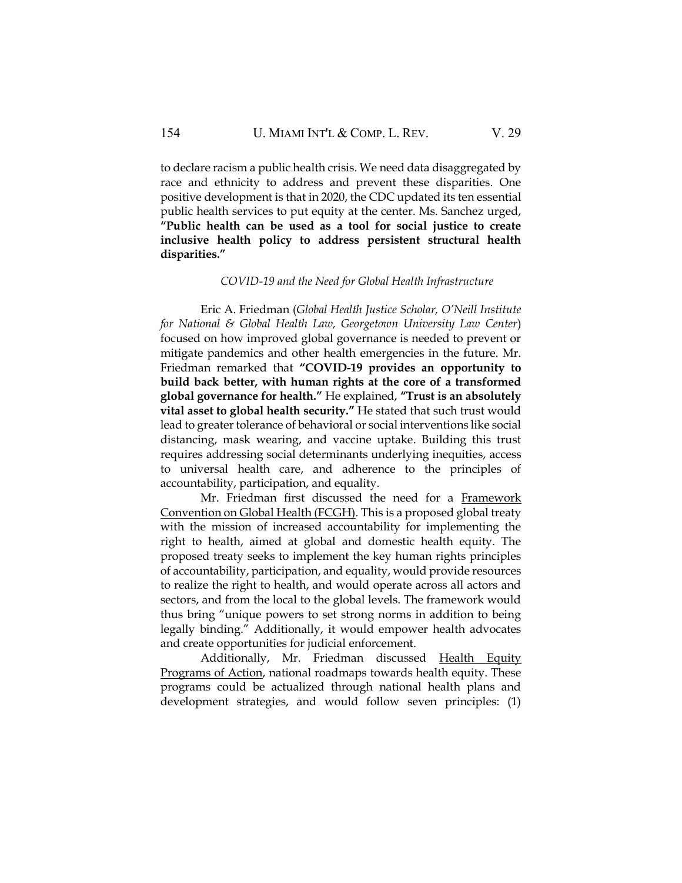to declare racism a public health crisis. We need data disaggregated by race and ethnicity to address and prevent these disparities. One positive development is that in 2020, the CDC updated its ten essential public health services to put equity at the center. Ms. Sanchez urged, **"Public health can be used as a tool for social justice to create inclusive health policy to address persistent structural health disparities."**

### *COVID-19 and the Need for Global Health Infrastructure*

Eric A. Friedman (*Global Health Justice Scholar, O'Neill Institute for National & Global Health Law, Georgetown University Law Center*) focused on how improved global governance is needed to prevent or mitigate pandemics and other health emergencies in the future. Mr. Friedman remarked that **"COVID-19 provides an opportunity to build back better, with human rights at the core of a transformed global governance for health."** He explained, **"Trust is an absolutely vital asset to global health security."** He stated that such trust would lead to greater tolerance of behavioral or social interventions like social distancing, mask wearing, and vaccine uptake. Building this trust requires addressing social determinants underlying inequities, access to universal health care, and adherence to the principles of accountability, participation, and equality.

Mr. Friedman first discussed the need for a Framework Convention on Global Health (FCGH). This is a proposed global treaty with the mission of increased accountability for implementing the right to health, aimed at global and domestic health equity. The proposed treaty seeks to implement the key human rights principles of accountability, participation, and equality, would provide resources to realize the right to health, and would operate across all actors and sectors, and from the local to the global levels. The framework would thus bring "unique powers to set strong norms in addition to being legally binding." Additionally, it would empower health advocates and create opportunities for judicial enforcement.

Additionally, Mr. Friedman discussed Health Equity Programs of Action, national roadmaps towards health equity. These programs could be actualized through national health plans and development strategies, and would follow seven principles: (1)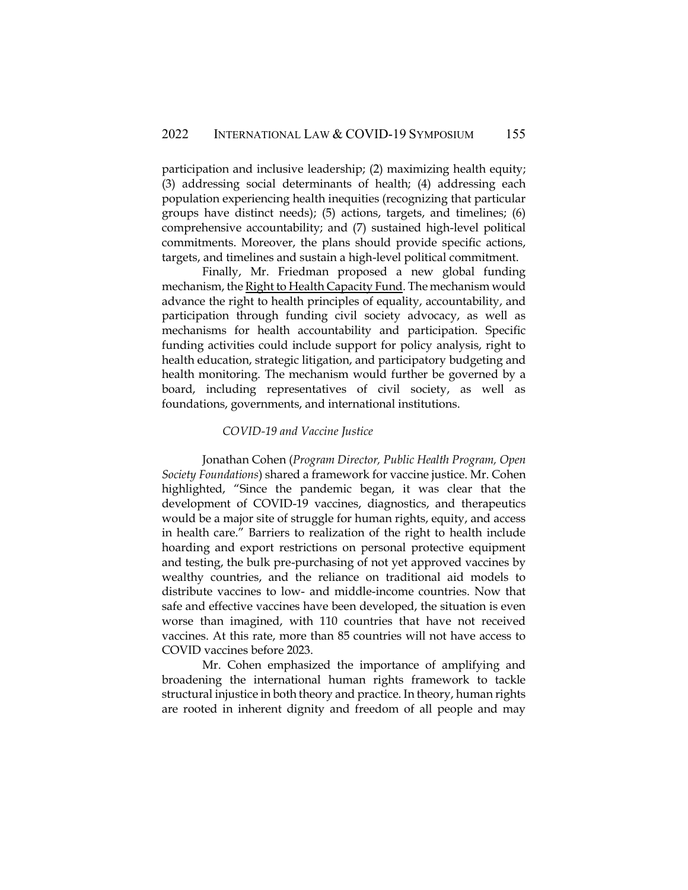participation and inclusive leadership; (2) maximizing health equity; (3) addressing social determinants of health; (4) addressing each population experiencing health inequities (recognizing that particular groups have distinct needs); (5) actions, targets, and timelines; (6) comprehensive accountability; and (7) sustained high-level political commitments. Moreover, the plans should provide specific actions, targets, and timelines and sustain a high-level political commitment.

Finally, Mr. Friedman proposed a new global funding mechanism, the Right to Health Capacity Fund. The mechanism would advance the right to health principles of equality, accountability, and participation through funding civil society advocacy, as well as mechanisms for health accountability and participation. Specific funding activities could include support for policy analysis, right to health education, strategic litigation, and participatory budgeting and health monitoring. The mechanism would further be governed by a board, including representatives of civil society, as well as foundations, governments, and international institutions.

### *COVID-19 and Vaccine Justice*

Jonathan Cohen (*Program Director, Public Health Program, Open Society Foundations*) shared a framework for vaccine justice. Mr. Cohen highlighted, "Since the pandemic began, it was clear that the development of COVID-19 vaccines, diagnostics, and therapeutics would be a major site of struggle for human rights, equity, and access in health care." Barriers to realization of the right to health include hoarding and export restrictions on personal protective equipment and testing, the bulk pre-purchasing of not yet approved vaccines by wealthy countries, and the reliance on traditional aid models to distribute vaccines to low- and middle-income countries. Now that safe and effective vaccines have been developed, the situation is even worse than imagined, with 110 countries that have not received vaccines. At this rate, more than 85 countries will not have access to COVID vaccines before 2023.

Mr. Cohen emphasized the importance of amplifying and broadening the international human rights framework to tackle structural injustice in both theory and practice. In theory, human rights are rooted in inherent dignity and freedom of all people and may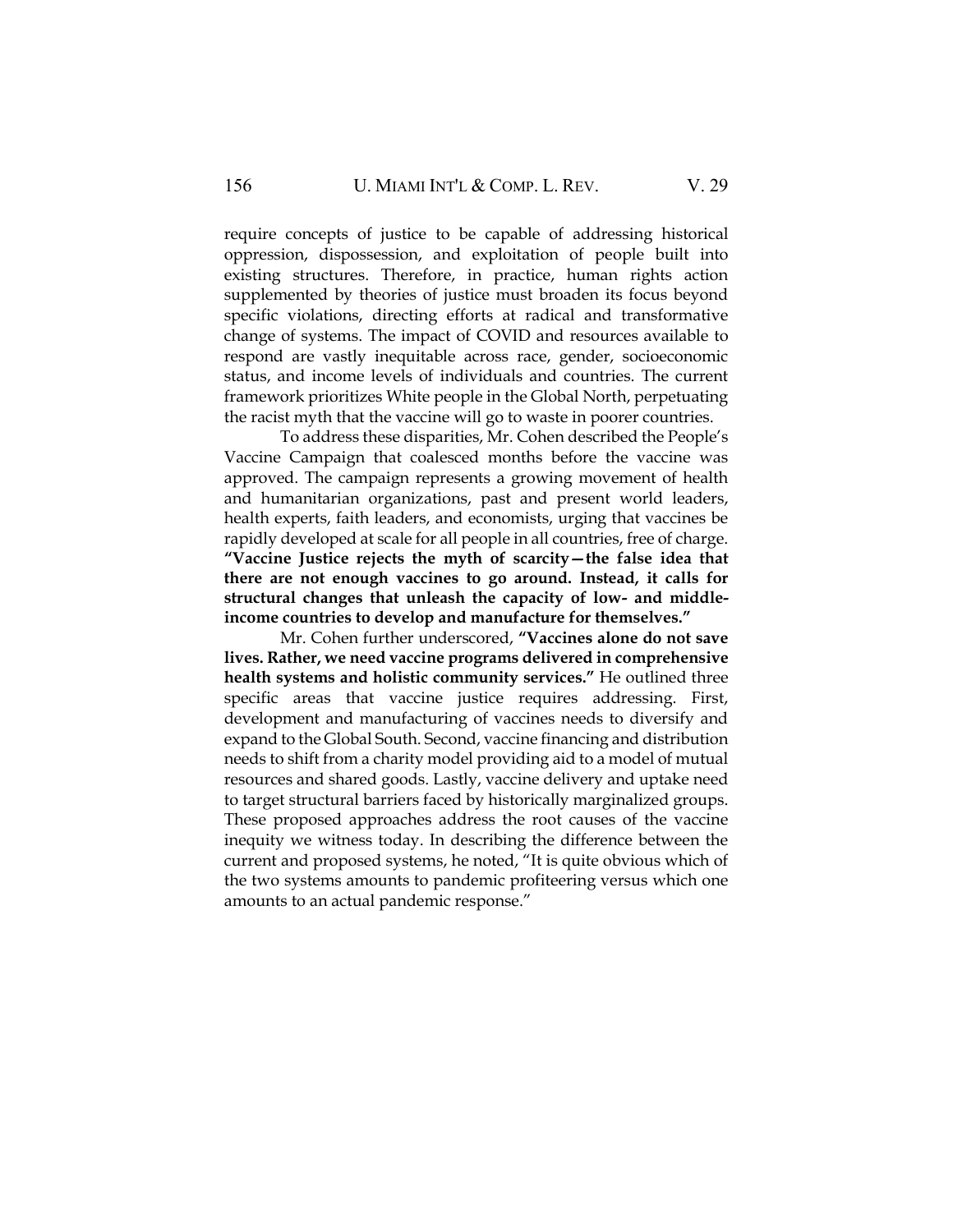require concepts of justice to be capable of addressing historical oppression, dispossession, and exploitation of people built into existing structures. Therefore, in practice, human rights action supplemented by theories of justice must broaden its focus beyond specific violations, directing efforts at radical and transformative change of systems. The impact of COVID and resources available to respond are vastly inequitable across race, gender, socioeconomic status, and income levels of individuals and countries. The current framework prioritizes White people in the Global North, perpetuating the racist myth that the vaccine will go to waste in poorer countries.

To address these disparities, Mr. Cohen described the People's Vaccine Campaign that coalesced months before the vaccine was approved. The campaign represents a growing movement of health and humanitarian organizations, past and present world leaders, health experts, faith leaders, and economists, urging that vaccines be rapidly developed at scale for all people in all countries, free of charge. **"Vaccine Justice rejects the myth of scarcity—the false idea that there are not enough vaccines to go around. Instead, it calls for structural changes that unleash the capacity of low- and middle-income countries to develop and manufacture for themselves."**

Mr. Cohen further underscored, **"Vaccines alone do not save lives. Rather, we need vaccine programs delivered in comprehensive health systems and holistic community services."** He outlined three specific areas that vaccine justice requires addressing. First, development and manufacturing of vaccines needs to diversify and expand to the Global South. Second, vaccine financing and distribution needs to shift from a charity model providing aid to a model of mutual resources and shared goods. Lastly, vaccine delivery and uptake need to target structural barriers faced by historically marginalized groups. These proposed approaches address the root causes of the vaccine inequity we witness today. In describing the difference between the current and proposed systems, he noted, "It is quite obvious which of the two systems amounts to pandemic profiteering versus which one amounts to an actual pandemic response."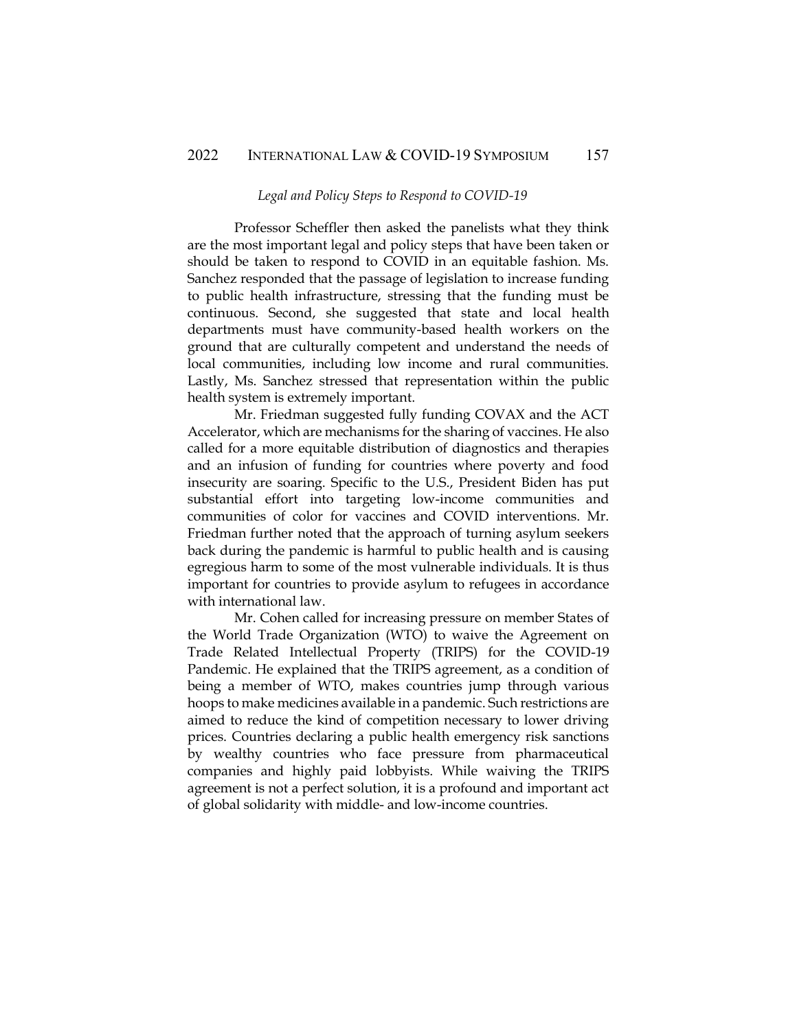*Legal and Policy Steps to Respond to COVID-19*

Professor Scheffler then asked the panelists what they think are the most important legal and policy steps that have been taken or should be taken to respond to COVID in an equitable fashion. Ms. Sanchez responded that the passage of legislation to increase funding to public health infrastructure, stressing that the funding must be continuous. Second, she suggested that state and local health departments must have community-based health workers on the ground that are culturally competent and understand the needs of local communities, including low income and rural communities. Lastly, Ms. Sanchez stressed that representation within the public health system is extremely important.

Mr. Friedman suggested fully funding COVAX and the ACT Accelerator, which are mechanisms for the sharing of vaccines. He also called for a more equitable distribution of diagnostics and therapies and an infusion of funding for countries where poverty and food insecurity are soaring. Specific to the U.S., President Biden has put substantial effort into targeting low-income communities and communities of color for vaccines and COVID interventions. Mr. Friedman further noted that the approach of turning asylum seekers back during the pandemic is harmful to public health and is causing egregious harm to some of the most vulnerable individuals. It is thus important for countries to provide asylum to refugees in accordance with international law.

Mr. Cohen called for increasing pressure on member States of the World Trade Organization (WTO) to waive the Agreement on Trade Related Intellectual Property (TRIPS) for the COVID-19 Pandemic. He explained that the TRIPS agreement, as a condition of being a member of WTO, makes countries jump through various hoops to make medicines available in a pandemic. Such restrictions are aimed to reduce the kind of competition necessary to lower driving prices. Countries declaring a public health emergency risk sanctions by wealthy countries who face pressure from pharmaceutical companies and highly paid lobbyists. While waiving the TRIPS agreement is not a perfect solution, it is a profound and important act of global solidarity with middle- and low-income countries.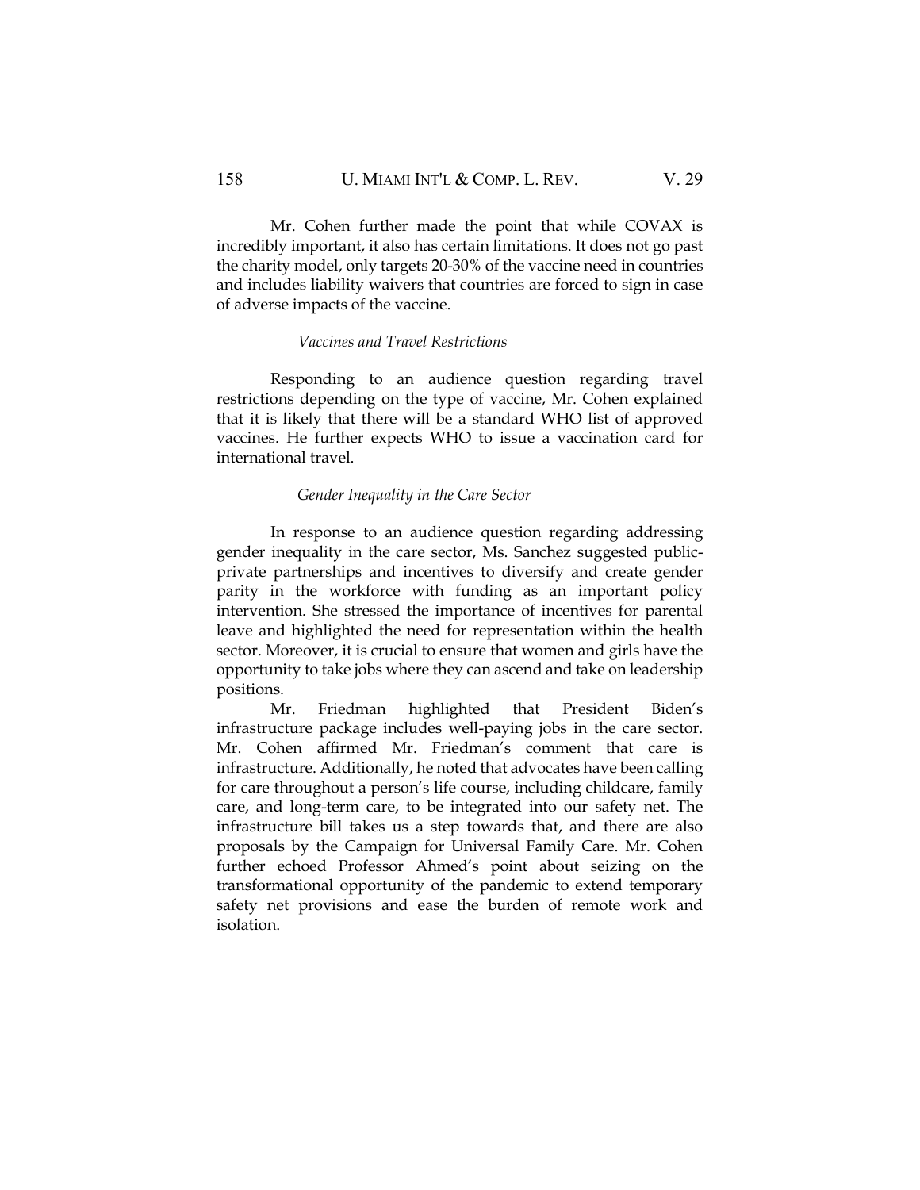Mr. Cohen further made the point that while COVAX is incredibly important, it also has certain limitations. It does not go past the charity model, only targets 20-30% of the vaccine need in countries and includes liability waivers that countries are forced to sign in case of adverse impacts of the vaccine.

*Vaccines and Travel Restrictions*

Responding to an audience question regarding travel restrictions depending on the type of vaccine, Mr. Cohen explained that it is likely that there will be a standard WHO list of approved vaccines. He further expects WHO to issue a vaccination card for international travel.

*Gender Inequality in the Care Sector*

In response to an audience question regarding addressing gender inequality in the care sector, Ms. Sanchez suggested public-private partnerships and incentives to diversify and create gender parity in the workforce with funding as an important policy intervention. She stressed the importance of incentives for parental leave and highlighted the need for representation within the health sector. Moreover, it is crucial to ensure that women and girls have the opportunity to take jobs where they can ascend and take on leadership positions.

Mr. Friedman highlighted that President Biden's infrastructure package includes well-paying jobs in the care sector. Mr. Cohen affirmed Mr. Friedman's comment that care is infrastructure. Additionally, he noted that advocates have been calling for care throughout a person's life course, including childcare, family care, and long-term care, to be integrated into our safety net. The infrastructure bill takes us a step towards that, and there are also proposals by the Campaign for Universal Family Care. Mr. Cohen further echoed Professor Ahmed's point about seizing on the transformational opportunity of the pandemic to extend temporary safety net provisions and ease the burden of remote work and isolation.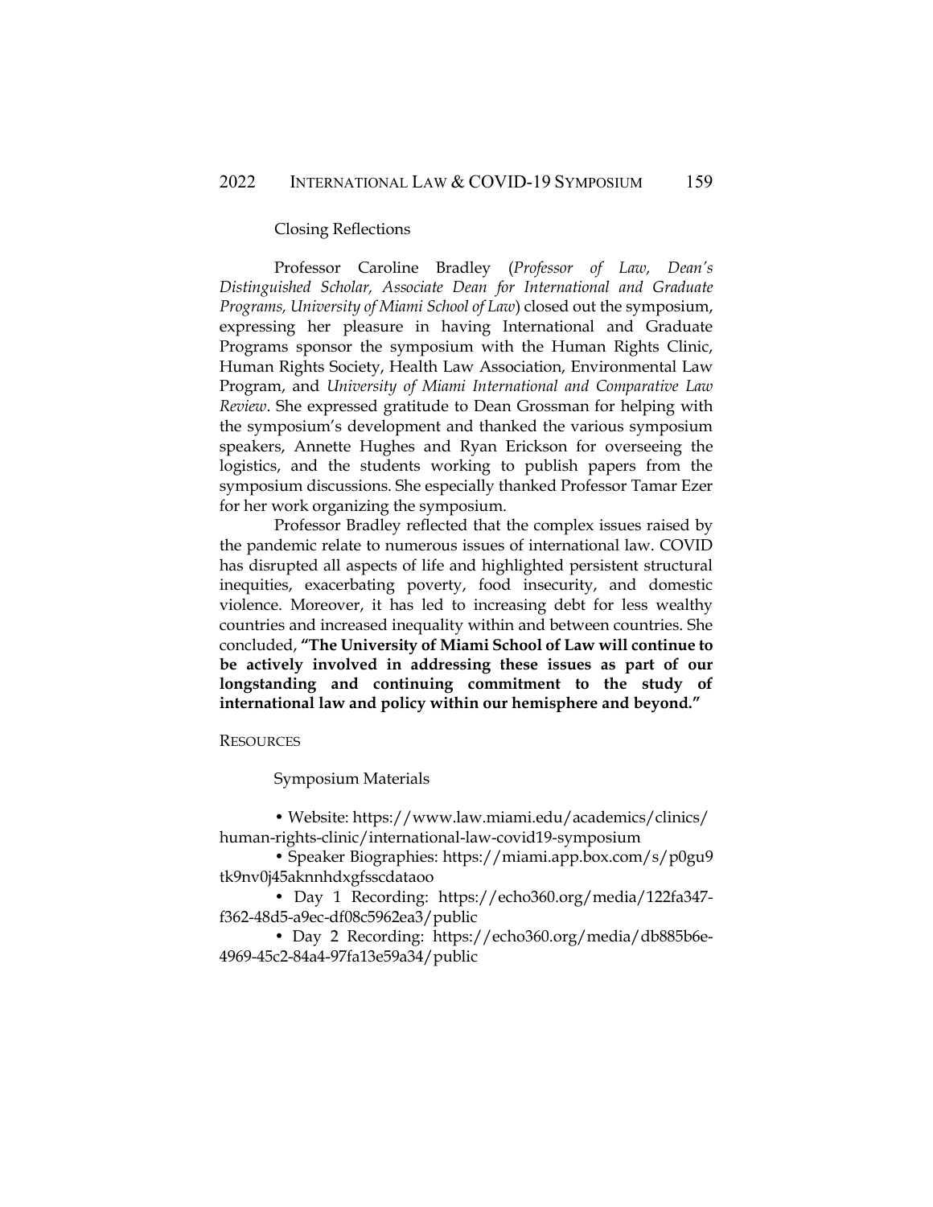### Closing Reflections

Professor Caroline Bradley (*Professor of Law, Dean's Distinguished Scholar, Associate Dean for International and Graduate Programs, University of Miami School of Law*) closed out the symposium, expressing her pleasure in having International and Graduate Programs sponsor the symposium with the Human Rights Clinic, Human Rights Society, Health Law Association, Environmental Law Program, and *University of Miami International and Comparative Law Review*. She expressed gratitude to Dean Grossman for helping with the symposium's development and thanked the various symposium speakers, Annette Hughes and Ryan Erickson for overseeing the logistics, and the students working to publish papers from the symposium discussions. She especially thanked Professor Tamar Ezer for her work organizing the symposium.

Professor Bradley reflected that the complex issues raised by the pandemic relate to numerous issues of international law. COVID has disrupted all aspects of life and highlighted persistent structural inequities, exacerbating poverty, food insecurity, and domestic violence. Moreover, it has led to increasing debt for less wealthy countries and increased inequality within and between countries. She concluded, **"The University of Miami School of Law will continue to be actively involved in addressing these issues as part of our longstanding and continuing commitment to the study of international law and policy within our hemisphere and beyond."**

## Resources

### Symposium Materials

- Website: https://www.law.miami.edu/academics/clinics/human-rights-clinic/international-law-covid19-symposium
- Speaker Biographies: https://miami.app.box.com/s/p0gu9tk9nv0j45aknnhdxgfsscdataoo
- Day 1 Recording: https://echo360.org/media/122fa347-f362-48d5-a9ec-df08c5962ea3/public
- Day 2 Recording: https://echo360.org/media/db885b6e-4969-45c2-84a4-97fa13e59a34/public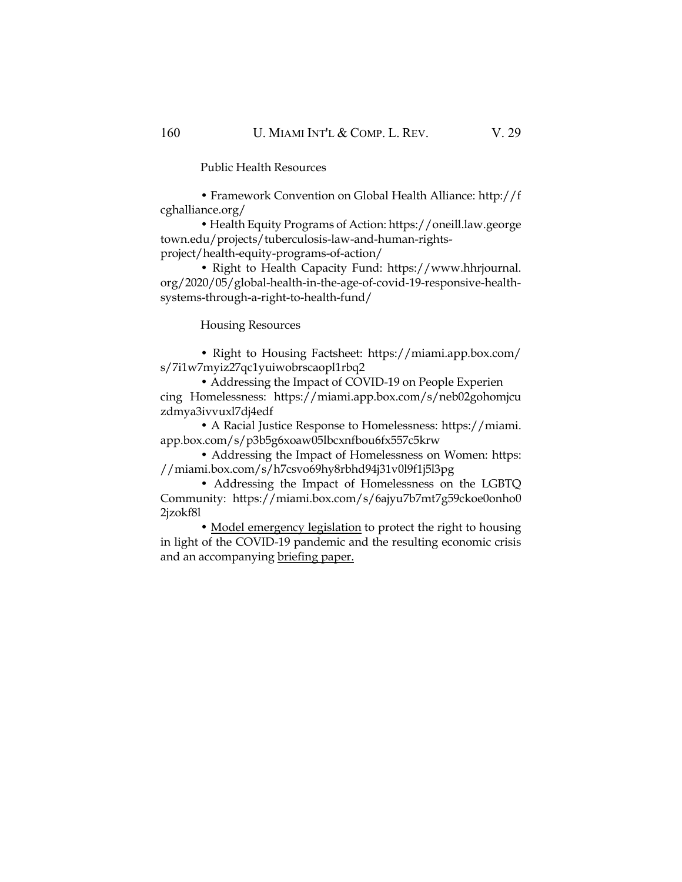Public Health Resources

- Framework Convention on Global Health Alliance: http://fcghalliance.org/
- Health Equity Programs of Action: https://oneill.law.georgetown.edu/projects/tuberculosis-law-and-human-rights-project/health-equity-programs-of-action/
- Right to Health Capacity Fund: https://www.hhrjournal.org/2020/05/global-health-in-the-age-of-covid-19-responsive-health-systems-through-a-right-to-health-fund/

Housing Resources

- Right to Housing Factsheet: https://miami.app.box.com/s/7i1w7myiz27qc1yuiwobrscaopl1rbq2
- Addressing the Impact of COVID-19 on People Experiencing Homelessness: https://miami.app.box.com/s/neb02gohomjcuzdmya3ivvuxl7dj4edf
- A Racial Justice Response to Homelessness: https://miami.app.box.com/s/p3b5g6xoaw05lbcxnfbou6fx557c5krw
- Addressing the Impact of Homelessness on Women: https://miami.box.com/s/h7csvo69hy8rbhd94j31v0l9f1j5l3pg
- Addressing the Impact of Homelessness on the LGBTQ Community: https://miami.box.com/s/6ajyu7b7mt7g59ckoe0onho02jzokf8l
- Model emergency legislation to protect the right to housing in light of the COVID-19 pandemic and the resulting economic crisis and an accompanying briefing paper.